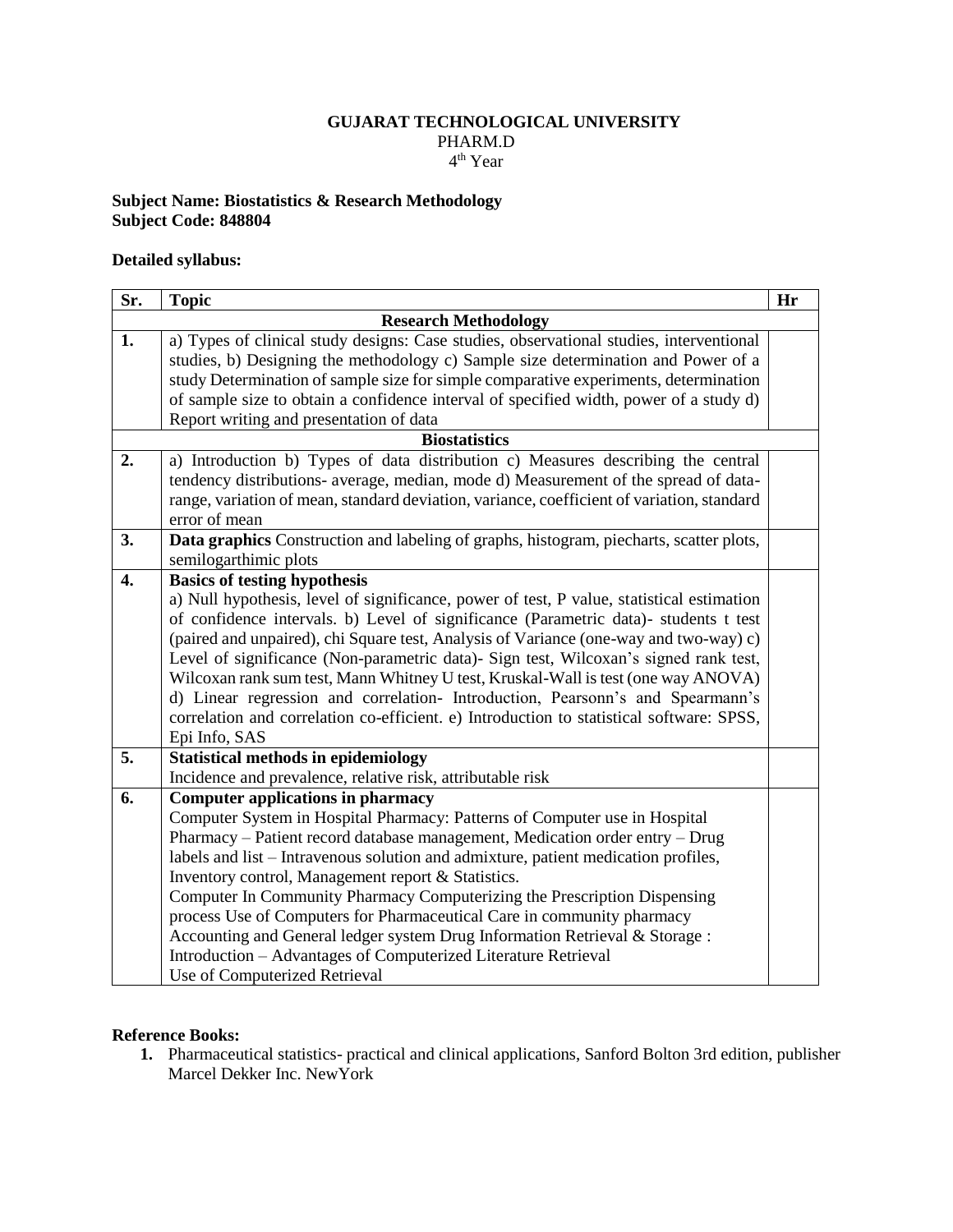**GUJARAT TECHNOLOGICAL UNIVERSITY**
PHARM.D
4th Year

**Subject Name: Biostatistics & Research Methodology**
**Subject Code: 848804**

**Detailed syllabus:**

| Sr. | Topic | Hr |
|---|---|---|
| | **Research Methodology** | |
| **1.** | a) Types of clinical study designs: Case studies, observational studies, interventional studies, b) Designing the methodology c) Sample size determination and Power of a study Determination of sample size for simple comparative experiments, determination of sample size to obtain a confidence interval of specified width, power of a study d) Report writing and presentation of data | |
| | **Biostatistics** | |
| **2.** | a) Introduction b) Types of data distribution c) Measures describing the central tendency distributions- average, median, mode d) Measurement of the spread of data-range, variation of mean, standard deviation, variance, coefficient of variation, standard error of mean | |
| **3.** | **Data graphics** Construction and labeling of graphs, histogram, piecharts, scatter plots, semilogarthimic plots | |
| **4.** | **Basics of testing hypothesis**<br>a) Null hypothesis, level of significance, power of test, P value, statistical estimation of confidence intervals. b) Level of significance (Parametric data)- students t test (paired and unpaired), chi Square test, Analysis of Variance (one-way and two-way) c) Level of significance (Non-parametric data)- Sign test, Wilcoxan's signed rank test, Wilcoxan rank sum test, Mann Whitney U test, Kruskal-Wall is test (one way ANOVA) d) Linear regression and correlation- Introduction, Pearsonn's and Spearmann's correlation and correlation co-efficient. e) Introduction to statistical software: SPSS, Epi Info, SAS | |
| **5.** | **Statistical methods in epidemiology**<br>Incidence and prevalence, relative risk, attributable risk | |
| **6.** | **Computer applications in pharmacy**<br>Computer System in Hospital Pharmacy: Patterns of Computer use in Hospital Pharmacy – Patient record database management, Medication order entry – Drug labels and list – Intravenous solution and admixture, patient medication profiles, Inventory control, Management report & Statistics.<br>Computer In Community Pharmacy Computerizing the Prescription Dispensing process Use of Computers for Pharmaceutical Care in community pharmacy Accounting and General ledger system Drug Information Retrieval & Storage : Introduction – Advantages of Computerized Literature Retrieval<br>Use of Computerized Retrieval | |

**Reference Books:**

1. Pharmaceutical statistics- practical and clinical applications, Sanford Bolton 3rd edition, publisher Marcel Dekker Inc. NewYork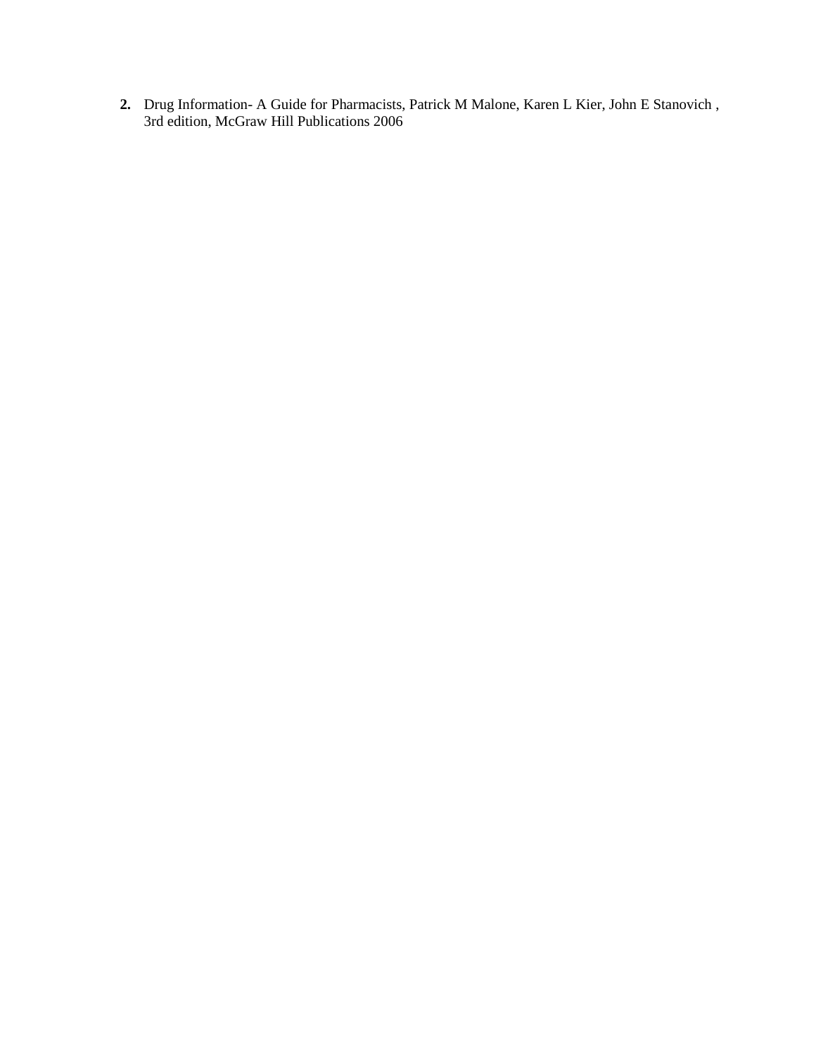2. Drug Information- A Guide for Pharmacists, Patrick M Malone, Karen L Kier, John E Stanovich , 3rd edition, McGraw Hill Publications 2006